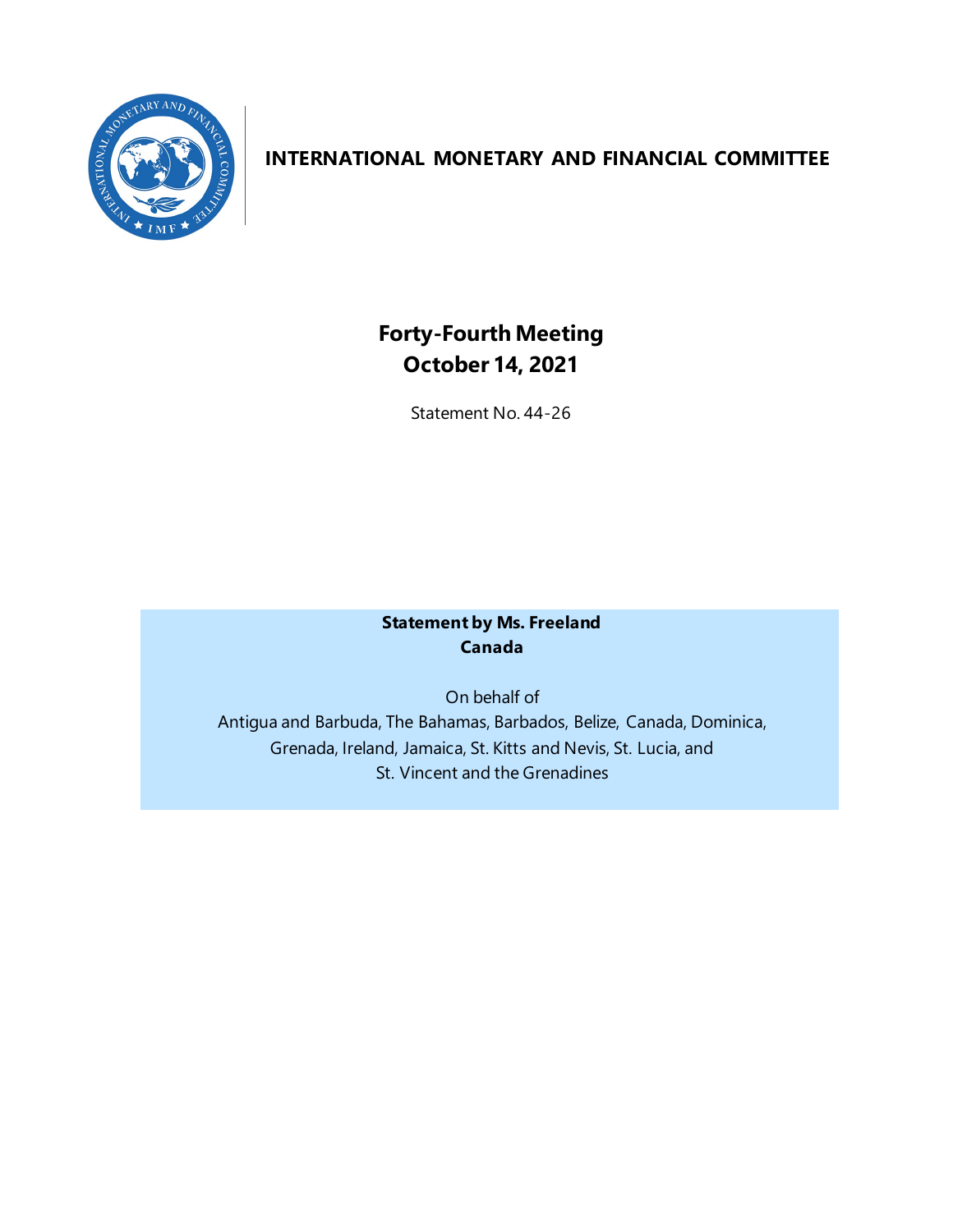# INTERNATIONAL MONETARY AND FINANCIAL COMMITTEE

## Forty-Fourth Meeting
## October 14, 2021

Statement No. 44-26

**Statement by Ms. Freeland**
**Canada**

On behalf of
Antigua and Barbuda, The Bahamas, Barbados, Belize, Canada, Dominica, Grenada, Ireland, Jamaica, St. Kitts and Nevis, St. Lucia, and St. Vincent and the Grenadines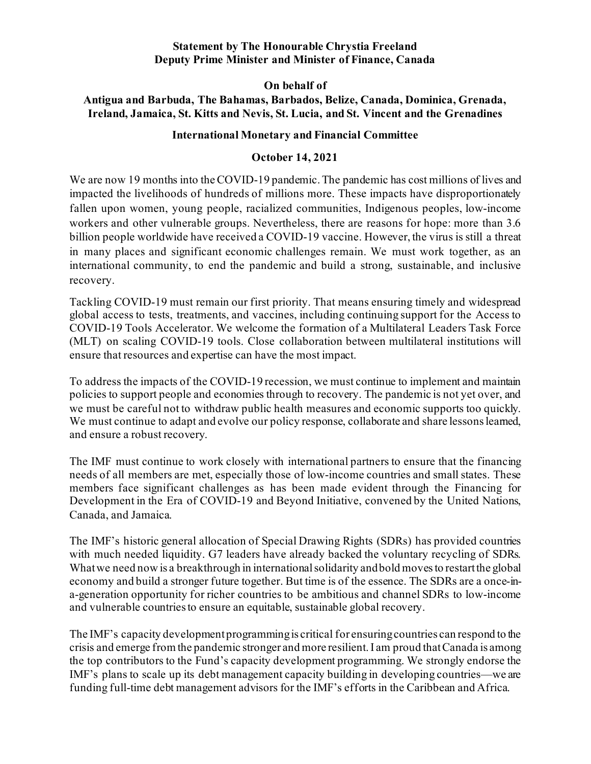**Statement by The Honourable Chrystia Freeland**
**Deputy Prime Minister and Minister of Finance, Canada**

**On behalf of**
**Antigua and Barbuda, The Bahamas, Barbados, Belize, Canada, Dominica, Grenada, Ireland, Jamaica, St. Kitts and Nevis, St. Lucia, and St. Vincent and the Grenadines**

**International Monetary and Financial Committee**

**October 14, 2021**

We are now 19 months into the COVID-19 pandemic. The pandemic has cost millions of lives and impacted the livelihoods of hundreds of millions more. These impacts have disproportionately fallen upon women, young people, racialized communities, Indigenous peoples, low-income workers and other vulnerable groups. Nevertheless, there are reasons for hope: more than 3.6 billion people worldwide have received a COVID-19 vaccine. However, the virus is still a threat in many places and significant economic challenges remain. We must work together, as an international community, to end the pandemic and build a strong, sustainable, and inclusive recovery.

Tackling COVID-19 must remain our first priority. That means ensuring timely and widespread global access to tests, treatments, and vaccines, including continuing support for the Access to COVID-19 Tools Accelerator. We welcome the formation of a Multilateral Leaders Task Force (MLT) on scaling COVID-19 tools. Close collaboration between multilateral institutions will ensure that resources and expertise can have the most impact.

To address the impacts of the COVID-19 recession, we must continue to implement and maintain policies to support people and economies through to recovery. The pandemic is not yet over, and we must be careful not to withdraw public health measures and economic supports too quickly. We must continue to adapt and evolve our policy response, collaborate and share lessons learned, and ensure a robust recovery.

The IMF must continue to work closely with international partners to ensure that the financing needs of all members are met, especially those of low-income countries and small states. These members face significant challenges as has been made evident through the Financing for Development in the Era of COVID-19 and Beyond Initiative, convened by the United Nations, Canada, and Jamaica.

The IMF's historic general allocation of Special Drawing Rights (SDRs) has provided countries with much needed liquidity. G7 leaders have already backed the voluntary recycling of SDRs. What we need now is a breakthrough in international solidarity and bold moves to restart the global economy and build a stronger future together. But time is of the essence. The SDRs are a once-in-a-generation opportunity for richer countries to be ambitious and channel SDRs to low-income and vulnerable countries to ensure an equitable, sustainable global recovery.

The IMF's capacity development programming is critical for ensuring countries can respond to the crisis and emerge from the pandemic stronger and more resilient. I am proud that Canada is among the top contributors to the Fund's capacity development programming. We strongly endorse the IMF's plans to scale up its debt management capacity building in developing countries—we are funding full-time debt management advisors for the IMF's efforts in the Caribbean and Africa.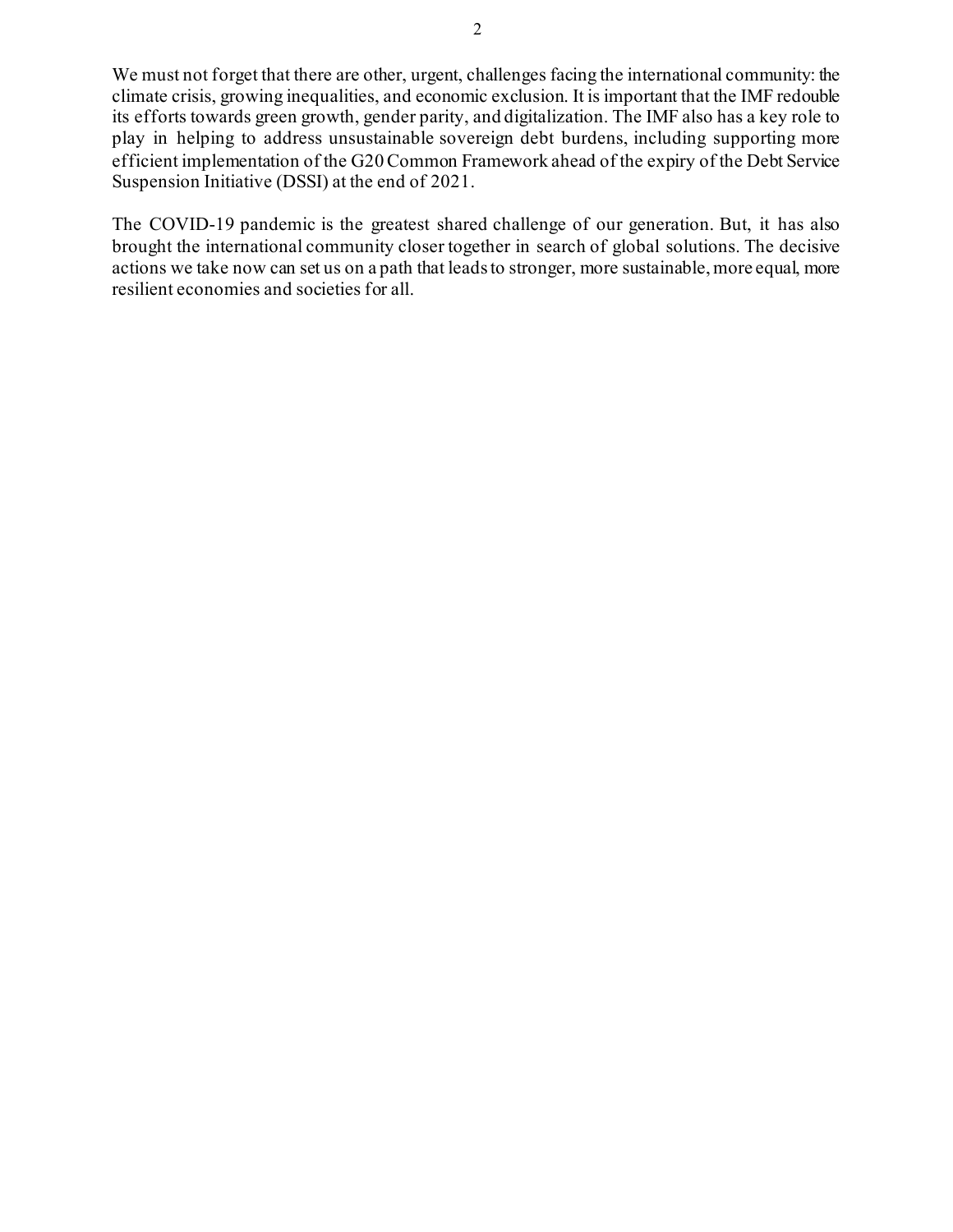We must not forget that there are other, urgent, challenges facing the international community: the climate crisis, growing inequalities, and economic exclusion. It is important that the IMF redouble its efforts towards green growth, gender parity, and digitalization. The IMF also has a key role to play in helping to address unsustainable sovereign debt burdens, including supporting more efficient implementation of the G20 Common Framework ahead of the expiry of the Debt Service Suspension Initiative (DSSI) at the end of 2021.

The COVID-19 pandemic is the greatest shared challenge of our generation. But, it has also brought the international community closer together in search of global solutions. The decisive actions we take now can set us on a path that leads to stronger, more sustainable, more equal, more resilient economies and societies for all.